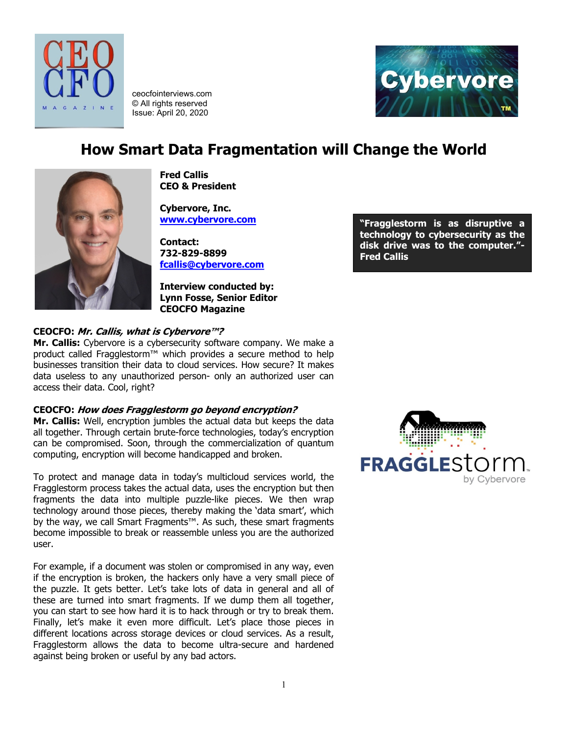ceocfointerviews.com
© All rights reserved
Issue: April 20, 2020

# How Smart Data Fragmentation will Change the World

**Fred Callis**
**CEO & President**

**Cybervore, Inc.**
**www.cybervore.com**

**Contact:**
**732-829-8899**
**fcallis@cybervore.com**

**Interview conducted by:**
**Lynn Fosse, Senior Editor**
**CEOCFO Magazine**

> **"Fragglestorm is as disruptive a technology to cybersecurity as the disk drive was to the computer."- Fred Callis**

**CEOCFO:** ***Mr. Callis, what is Cybervore™?***
**Mr. Callis:** Cybervore is a cybersecurity software company. We make a product called Fragglestorm™ which provides a secure method to help businesses transition their data to cloud services. How secure? It makes data useless to any unauthorized person- only an authorized user can access their data. Cool, right?

**CEOCFO:** ***How does Fragglestorm go beyond encryption?***
**Mr. Callis:** Well, encryption jumbles the actual data but keeps the data all together. Through certain brute-force technologies, today's encryption can be compromised. Soon, through the commercialization of quantum computing, encryption will become handicapped and broken.

To protect and manage data in today's multicloud services world, the Fragglestorm process takes the actual data, uses the encryption but then fragments the data into multiple puzzle-like pieces. We then wrap technology around those pieces, thereby making the 'data smart', which by the way, we call Smart Fragments™. As such, these smart fragments become impossible to break or reassemble unless you are the authorized user.

For example, if a document was stolen or compromised in any way, even if the encryption is broken, the hackers only have a very small piece of the puzzle. It gets better. Let's take lots of data in general and all of these are turned into smart fragments. If we dump them all together, you can start to see how hard it is to hack through or try to break them. Finally, let's make it even more difficult. Let's place those pieces in different locations across storage devices or cloud services. As a result, Fragglestorm allows the data to become ultra-secure and hardened against being broken or useful by any bad actors.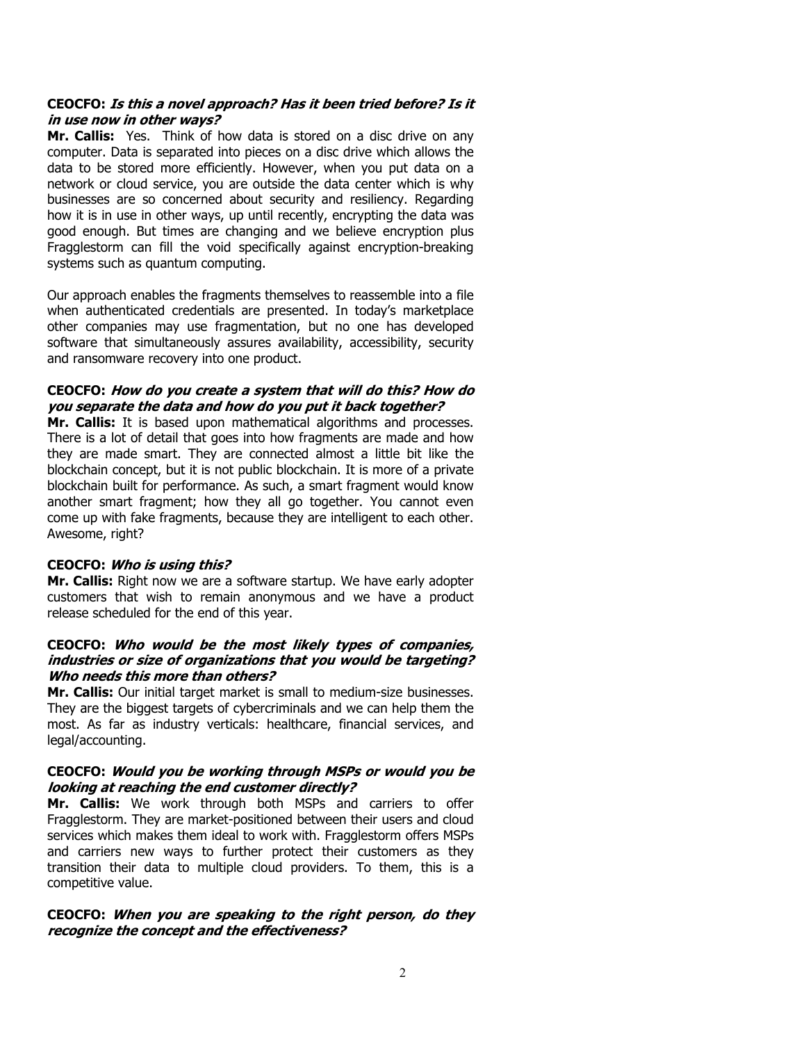**CEOCFO: *Is this a novel approach? Has it been tried before? Is it in use now in other ways?***

**Mr. Callis:** Yes. Think of how data is stored on a disc drive on any computer. Data is separated into pieces on a disc drive which allows the data to be stored more efficiently. However, when you put data on a network or cloud service, you are outside the data center which is why businesses are so concerned about security and resiliency. Regarding how it is in use in other ways, up until recently, encrypting the data was good enough. But times are changing and we believe encryption plus Fragglestorm can fill the void specifically against encryption-breaking systems such as quantum computing.

Our approach enables the fragments themselves to reassemble into a file when authenticated credentials are presented. In today's marketplace other companies may use fragmentation, but no one has developed software that simultaneously assures availability, accessibility, security and ransomware recovery into one product.

**CEOCFO: *How do you create a system that will do this? How do you separate the data and how do you put it back together?***

**Mr. Callis:** It is based upon mathematical algorithms and processes. There is a lot of detail that goes into how fragments are made and how they are made smart. They are connected almost a little bit like the blockchain concept, but it is not public blockchain. It is more of a private blockchain built for performance. As such, a smart fragment would know another smart fragment; how they all go together. You cannot even come up with fake fragments, because they are intelligent to each other. Awesome, right?

**CEOCFO: *Who is using this?***

**Mr. Callis:** Right now we are a software startup. We have early adopter customers that wish to remain anonymous and we have a product release scheduled for the end of this year.

**CEOCFO: *Who would be the most likely types of companies, industries or size of organizations that you would be targeting? Who needs this more than others?***

**Mr. Callis:** Our initial target market is small to medium-size businesses. They are the biggest targets of cybercriminals and we can help them the most. As far as industry verticals: healthcare, financial services, and legal/accounting.

**CEOCFO: *Would you be working through MSPs or would you be looking at reaching the end customer directly?***

**Mr. Callis:** We work through both MSPs and carriers to offer Fragglestorm. They are market-positioned between their users and cloud services which makes them ideal to work with. Fragglestorm offers MSPs and carriers new ways to further protect their customers as they transition their data to multiple cloud providers. To them, this is a competitive value.

**CEOCFO: *When you are speaking to the right person, do they recognize the concept and the effectiveness?***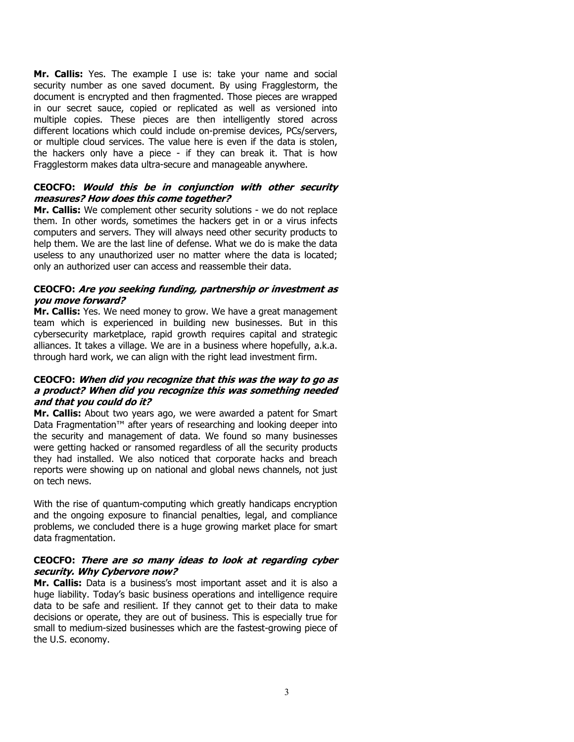**Mr. Callis:** Yes. The example I use is: take your name and social security number as one saved document. By using Fragglestorm, the document is encrypted and then fragmented. Those pieces are wrapped in our secret sauce, copied or replicated as well as versioned into multiple copies. These pieces are then intelligently stored across different locations which could include on-premise devices, PCs/servers, or multiple cloud services. The value here is even if the data is stolen, the hackers only have a piece - if they can break it. That is how Fragglestorm makes data ultra-secure and manageable anywhere.

**CEOCFO:** ***Would this be in conjunction with other security measures? How does this come together?***

**Mr. Callis:** We complement other security solutions - we do not replace them. In other words, sometimes the hackers get in or a virus infects computers and servers. They will always need other security products to help them. We are the last line of defense. What we do is make the data useless to any unauthorized user no matter where the data is located; only an authorized user can access and reassemble their data.

**CEOCFO:** ***Are you seeking funding, partnership or investment as you move forward?***

**Mr. Callis:** Yes. We need money to grow. We have a great management team which is experienced in building new businesses. But in this cybersecurity marketplace, rapid growth requires capital and strategic alliances. It takes a village. We are in a business where hopefully, a.k.a. through hard work, we can align with the right lead investment firm.

**CEOCFO:** ***When did you recognize that this was the way to go as a product? When did you recognize this was something needed and that you could do it?***

**Mr. Callis:** About two years ago, we were awarded a patent for Smart Data Fragmentation™ after years of researching and looking deeper into the security and management of data. We found so many businesses were getting hacked or ransomed regardless of all the security products they had installed. We also noticed that corporate hacks and breach reports were showing up on national and global news channels, not just on tech news.

With the rise of quantum-computing which greatly handicaps encryption and the ongoing exposure to financial penalties, legal, and compliance problems, we concluded there is a huge growing market place for smart data fragmentation.

**CEOCFO:** ***There are so many ideas to look at regarding cyber security. Why Cybervore now?***

**Mr. Callis:** Data is a business's most important asset and it is also a huge liability. Today's basic business operations and intelligence require data to be safe and resilient. If they cannot get to their data to make decisions or operate, they are out of business. This is especially true for small to medium-sized businesses which are the fastest-growing piece of the U.S. economy.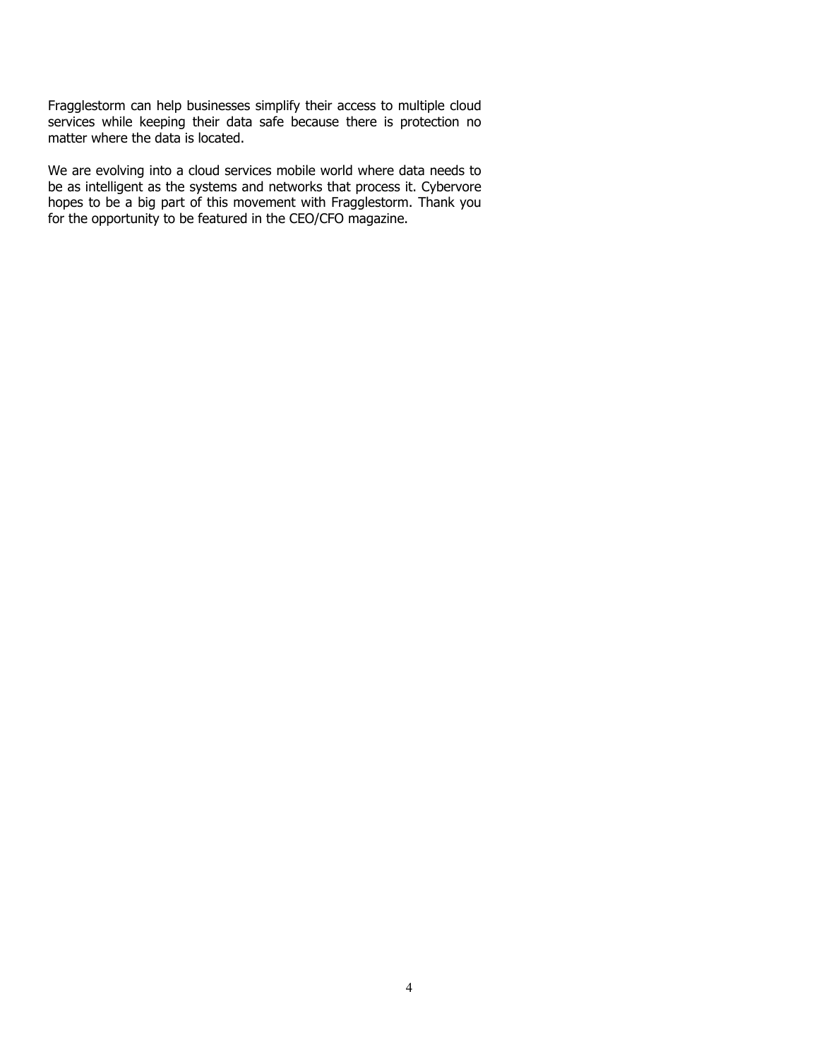Fragglestorm can help businesses simplify their access to multiple cloud services while keeping their data safe because there is protection no matter where the data is located.

We are evolving into a cloud services mobile world where data needs to be as intelligent as the systems and networks that process it. Cybervore hopes to be a big part of this movement with Fragglestorm. Thank you for the opportunity to be featured in the CEO/CFO magazine.